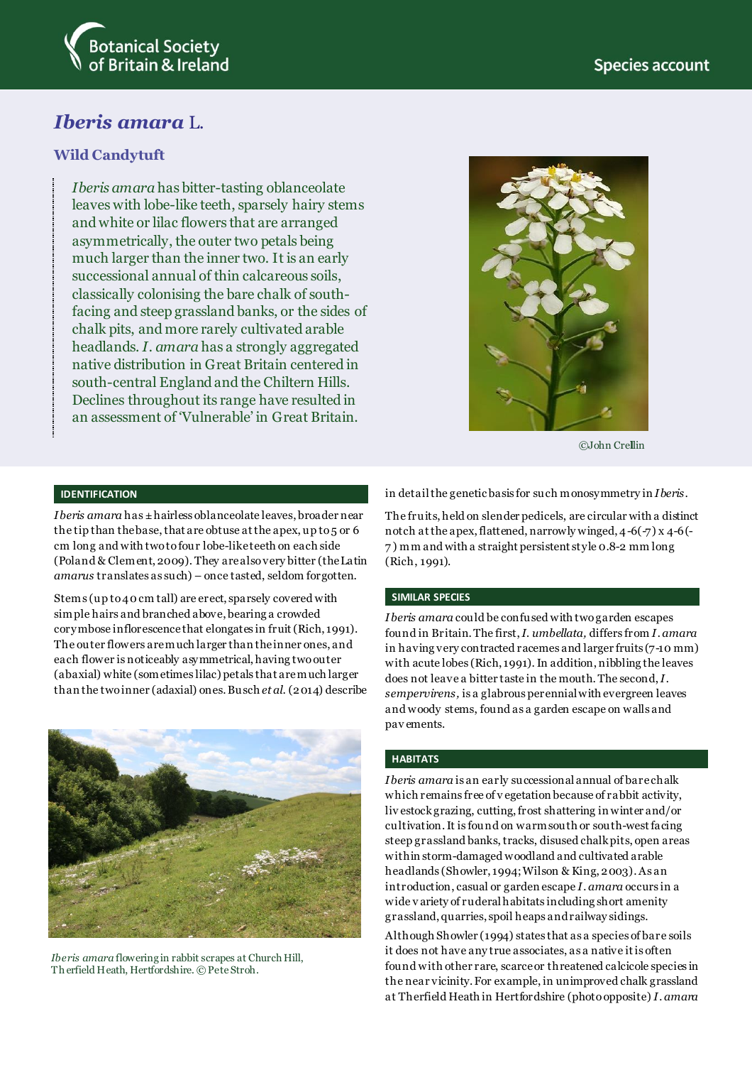Botanical Society of Britain & Ireland

Species account

# *Iberis amara* L.

## Wild Candytuft

*Iberis amara* has bitter-tasting oblanceolate leaves with lobe-like teeth, sparsely hairy stems and white or lilac flowers that are arranged asymmetrically, the outer two petals being much larger than the inner two. It is an early successional annual of thin calcareous soils, classically colonising the bare chalk of south-facing and steep grassland banks, or the sides of chalk pits, and more rarely cultivated arable headlands. *I. amara* has a strongly aggregated native distribution in Great Britain centered in south-central England and the Chiltern Hills. Declines throughout its range have resulted in an assessment of 'Vulnerable' in Great Britain.

©John Crellin

### IDENTIFICATION

*Iberis amara* has ± hairless oblanceolate leaves, broader near the tip than the base, that are obtuse at the apex, up to 5 or 6 cm long and with two to four lobe-like teeth on each side (Poland & Clement, 2009). They are also very bitter (the Latin *amarus* translates as such) – once tasted, seldom forgotten.

Stems (up to 40 cm tall) are erect, sparsely covered with simple hairs and branched above, bearing a crowded corymbose inflorescence that elongates in fruit (Rich, 1991). The outer flowers are much larger than the inner ones, and each flower is noticeably asymmetrical, having two outer (abaxial) white (sometimes lilac) petals that are much larger than the two inner (adaxial) ones. Busch *et al.* (2014) describe in detail the genetic basis for such monosymmetry in *Iberis*.

The fruits, held on slender pedicels, are circular with a distinct notch at the apex, flattened, narrowly winged, 4-6(-7) x 4-6(-7) mm and with a straight persistent style 0.8-2 mm long (Rich, 1991).

*Iberis amara* flowering in rabbit scrapes at Church Hill, Therfield Heath, Hertfordshire. © Pete Stroh.

### SIMILAR SPECIES

*Iberis amara* could be confused with two garden escapes found in Britain. The first, *I. umbellata,* differs from *I. amara* in having very contracted racemes and larger fruits (7-10 mm) with acute lobes (Rich, 1991). In addition, nibbling the leaves does not leave a bitter taste in the mouth. The second, *I. sempervirens*, is a glabrous perennial with evergreen leaves and woody stems, found as a garden escape on walls and pavements.

### HABITATS

*Iberis amara* is an early successional annual of bare chalk which remains free of vegetation because of rabbit activity, livestock grazing, cutting, frost shattering in winter and/or cultivation. It is found on warm south or south-west facing steep grassland banks, tracks, disused chalk pits, open areas within storm-damaged woodland and cultivated arable headlands (Showler, 1994; Wilson & King, 2003). As an introduction, casual or garden escape *I. amara* occurs in a wide variety of ruderal habitats including short amenity grassland, quarries, spoil heaps and railway sidings.

Although Showler (1994) states that as a species of bare soils it does not have any true associates, as a native it is often found with other rare, scarce or threatened calcicole species in the near vicinity. For example, in unimproved chalk grassland at Therfield Heath in Hertfordshire (photo opposite) *I. amara*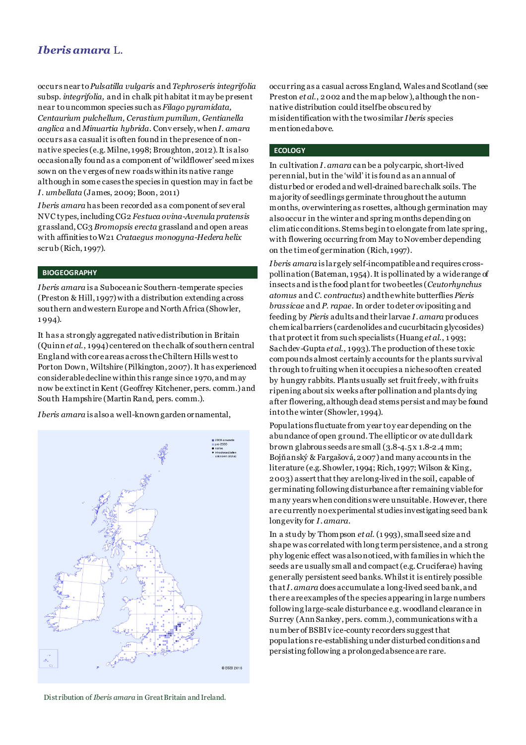occurs near to *Pulsatilla vulgaris* and *Tephroseris integrifolia* subsp. *integrifolia,* and in chalk pit habitat it may be present near to uncommon species such as *Filago pyramidata, Centaurium pulchellum, Cerastium pumilum, Gentianella anglica* and *Minuartia hybrida*. Conversely, when *I. amara* occurs as a casual it is often found in the presence of non-native species (e.g. Milne, 1998; Broughton, 2012). It is also occasionally found as a component of 'wildflower' seed mixes sown on the verges of new roads within its native range although in some cases the species in question may in fact be *I. umbellata* (James, 2009; Boon, 2011)

*Iberis amara* has been recorded as a component of several NVC types, including CG2 *Festuca ovina-Avenula pratensis* grassland, CG3 *Bromopsis erecta* grassland and open areas with affinities to W21 *Crataegus monogyna-Hedera helix* scrub (Rich, 1997).

## BIOGEOGRAPHY

*Iberis amara* is a Suboceanic Southern-temperate species (Preston & Hill, 1997) with a distribution extending across southern and western Europe and North Africa (Showler, 1994).

It has a strongly aggregated native distribution in Britain (Quinn *et al.*, 1994) centered on the chalk of southern central England with core areas across the Chiltern Hills west to Porton Down, Wiltshire (Pilkington, 2007). It has experienced considerable decline within this range since 1970, and may now be extinct in Kent (Geoffrey Kitchener, pers. comm.) and South Hampshire (Martin Rand, pers. comm.).

*Iberis amara* is also a well-known garden ornamental, occurring as a casual across England, Wales and Scotland (see Preston *et al.*, 2002 and the map below), although the non-native distribution could itself be obscured by misidentification with the two similar *Iberis* species mentioned above.

Distribution of *Iberis amara* in Great Britain and Ireland.

## ECOLOGY

In cultivation *I. amara* can be a polycarpic, short-lived perennial, but in the 'wild' it is found as an annual of disturbed or eroded and well-drained bare chalk soils. The majority of seedlings germinate throughout the autumn months, overwintering as rosettes, although germination may also occur in the winter and spring months depending on climatic conditions. Stems begin to elongate from late spring, with flowering occurring from May to November depending on the time of germination (Rich, 1997).

*Iberis amara* is largely self-incompatible and requires cross-pollination (Bateman, 1954). It is pollinated by a wide range of insects and is the food plant for two beetles (*Ceutorhynchus atomus* and *C. contractus*) and the white butterflies *Pieris brassicae* and *P. rapae*. In order to deter ovipositing and feeding by *Pieris* adults and their larvae *I. amara* produces chemical barriers (cardenolides and cucurbitacin glycosides) that protect it from such specialists (Huang *et al.*, 1993; Sachdev-Gupta *et al.*, 1993). The production of these toxic compounds almost certainly accounts for the plants survival through to fruiting when it occupies a niche so often created by hungry rabbits. Plants usually set fruit freely, with fruits ripening about six weeks after pollination and plants dying after flowering, although dead stems persist and may be found into the winter (Showler, 1994).

Populations fluctuate from year to year depending on the abundance of open ground. The elliptic or ovate dull dark brown glabrous seeds are small (3.8-4.5 x 1.8-2.4 mm; Bojňanský & Fargašová, 2007) and many accounts in the literature (e.g. Showler, 1994; Rich, 1997; Wilson & King, 2003) assert that they are long-lived in the soil, capable of germinating following disturbance after remaining viable for many years when conditions were unsuitable. However, there are currently no experimental studies investigating seed bank longevity for *I. amara*.

In a study by Thompson *et al.* (1993), small seed size and shape was correlated with long term persistence, and a strong phylogenic effect was also noticed, with families in which the seeds are usually small and compact (e.g. Cruciferae) having generally persistent seed banks. Whilst it is entirely possible that *I. amara* does accumulate a long-lived seed bank, and there are examples of the species appearing in large numbers following large-scale disturbance e.g. woodland clearance in Surrey (Ann Sankey, pers. comm.), communications with a number of BSBI vice-county recorders suggest that populations re-establishing under disturbed conditions and persisting following a prolonged absence are rare.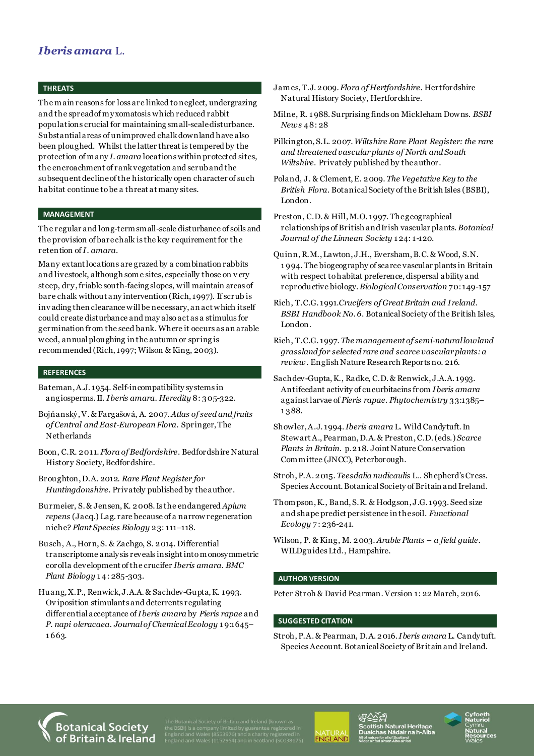## THREATS

The main reasons for loss are linked to neglect, undergrazing and the spread of myxomatosis which reduced rabbit populations crucial for maintaining small-scale disturbance. Substantial areas of unimproved chalk downland have also been ploughed. Whilst the latter threat is tempered by the protection of many *I. amara* locations within protected sites, the encroachment of rank vegetation and scrub and the subsequent decline of the historically open character of such habitat continue to be a threat at many sites.

## MANAGEMENT

The regular and long-term small-scale disturbance of soils and the provision of bare chalk is the key requirement for the retention of *I. amara*.

Many extant locations are grazed by a combination rabbits and livestock, although some sites, especially those on very steep, dry, friable south-facing slopes, will maintain areas of bare chalk without any intervention (Rich, 1997). If scrub is invading then clearance will be necessary, an act which itself could create disturbance and may also act as a stimulus for germination from the seed bank. Where it occurs as an arable weed, annual ploughing in the autumn or spring is recommended (Rich, 1997; Wilson & King, 2003).

## REFERENCES

Bateman, A.J. 1954. Self-incompatibility systems in angiosperms. II. *Iberis amara*. *Heredity* 8: 305-322.

Bojňanský, V. & Fargašová, A. 2007. *Atlas of seed and fruits of Central and East-European Flora*. Springer, The Netherlands

Boon, C.R. 2011. *Flora of Bedfordshire*. Bedfordshire Natural History Society, Bedfordshire.

Broughton, D.A. 2012. *Rare Plant Register for Huntingdonshire*. Privately published by the author.

Burmeier, S. & Jensen, K. 2008. Is the endangered *Apium repens* (Jacq.) Lag. rare because of a narrow regeneration niche? *Plant Species Biology* 23: 111–118.

Busch, A., Horn, S. & Zachgo, S. 2014. Differential transcriptome analysis reveals insight into monosymmetric corolla development of the crucifer *Iberis amara*. *BMC Plant Biology* 14: 285-303.

Huang, X.P., Renwick, J.A.A. & Sachdev-Gupta, K. 1993. Oviposition stimulants and deterrents regulating differential acceptance of *Iberis amara* by *Pieris rapae* and *P. napi oleracaea*. *Journal of Chemical Ecology* 19:1645–1663.

James, T.J. 2009. *Flora of Hertfordshire*. Hertfordshire Natural History Society, Hertfordshire.

Milne, R. 1988. Surprising finds on Mickleham Downs. *BSBI News* 48: 28

Pilkington, S.L. 2007. *Wiltshire Rare Plant Register: the rare and threatened vascular plants of North and South Wiltshire*. Privately published by the author.

Poland, J. & Clement, E. 2009. *The Vegetative Key to the British Flora*. Botanical Society of the British Isles (BSBI), London.

Preston, C.D. & Hill, M.O. 1997. The geographical relationships of British and Irish vascular plants. *Botanical Journal of the Linnean Society* 124: 1-120.

Quinn, R.M., Lawton, J.H., Eversham, B.C. & Wood, S.N. 1994. The biogeography of scarce vascular plants in Britain with respect to habitat preference, dispersal ability and reproductive biology. *Biological Conservation* 70: 149-157

Rich, T.C.G. 1991. *Crucifers of Great Britain and Ireland*. *BSBI Handbook No. 6*. Botanical Society of the British Isles, London.

Rich, T.C.G. 1997. *The management of semi-natural lowland grassland for selected rare and scarce vascular plants: a review*. English Nature Research Reports no. 216.

Sachdev-Gupta, K., Radke, C.D. & Renwick, J.A.A. 1993. Antifeedant activity of cucurbitacins from *Iberis amara* against larvae of *Pieris rapae*. *Phytochemistry* 33:1385–1388.

Showler, A.J. 1994. *Iberis amara* L. Wild Candytuft. In Stewart A., Pearman, D.A. & Preston, C.D. (eds.) *Scarce Plants in Britain*. p.218. Joint Nature Conservation Committee (JNCC), Peterborough.

Stroh, P.A. 2015. *Teesdalia nudicaulis* L.. Shepherd's Cress. Species Account. Botanical Society of Britain and Ireland.

Thompson, K., Band, S.R. & Hodgson, J.G. 1993. Seed size and shape predict persistence in the soil. *Functional Ecology* 7: 236-241.

Wilson, P. & King, M. 2003. *Arable Plants – a field guide*. WILDguides Ltd., Hampshire.

## AUTHOR VERSION

Peter Stroh & David Pearman. Version 1: 22 March, 2016.

## SUGGESTED CITATION

Stroh, P.A. & Pearman, D.A. 2016. *Iberis amara* L. Candytuft. Species Account. Botanical Society of Britain and Ireland.